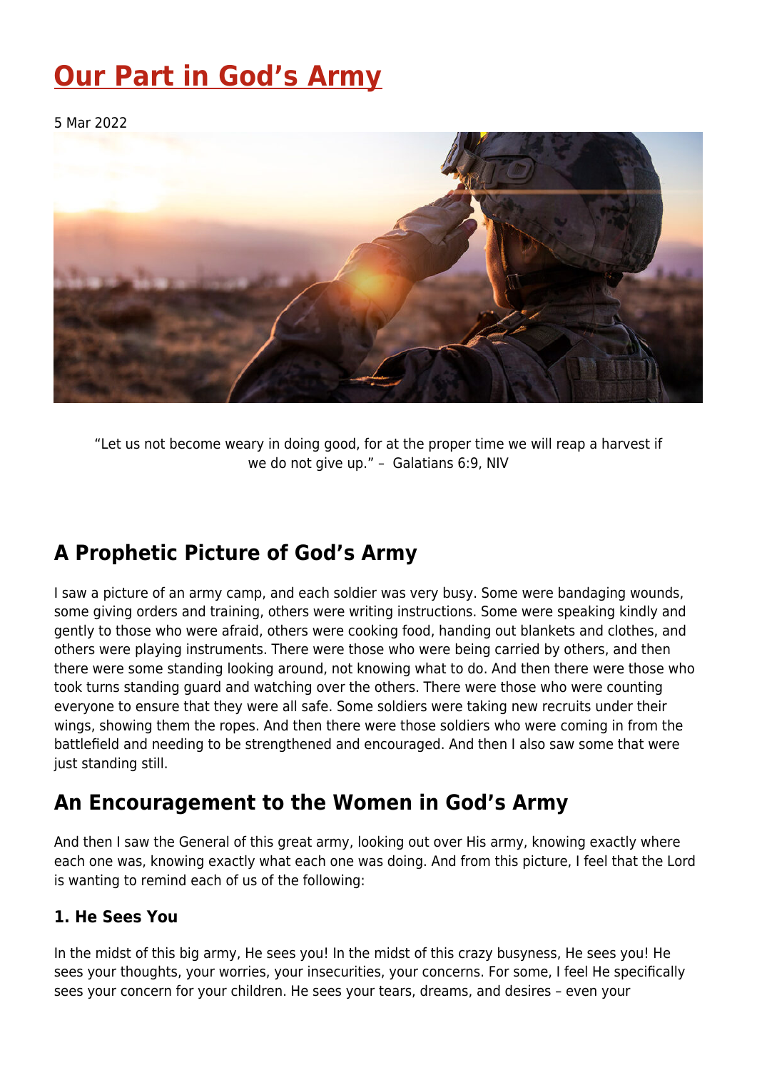# Our Part in God's Army

5 Mar 2022

"Let us not become weary in doing good, for at the proper time we will reap a harvest if we do not give up." – Galatians 6:9, NIV

## A Prophetic Picture of God's Army

I saw a picture of an army camp, and each soldier was very busy. Some were bandaging wounds, some giving orders and training, others were writing instructions. Some were speaking kindly and gently to those who were afraid, others were cooking food, handing out blankets and clothes, and others were playing instruments. There were those who were being carried by others, and then there were some standing looking around, not knowing what to do. And then there were those who took turns standing guard and watching over the others. There were those who were counting everyone to ensure that they were all safe. Some soldiers were taking new recruits under their wings, showing them the ropes. And then there were those soldiers who were coming in from the battlefield and needing to be strengthened and encouraged. And then I also saw some that were just standing still.

## An Encouragement to the Women in God's Army

And then I saw the General of this great army, looking out over His army, knowing exactly where each one was, knowing exactly what each one was doing. And from this picture, I feel that the Lord is wanting to remind each of us of the following:

### 1. He Sees You

In the midst of this big army, He sees you! In the midst of this crazy busyness, He sees you! He sees your thoughts, your worries, your insecurities, your concerns. For some, I feel He specifically sees your concern for your children. He sees your tears, dreams, and desires – even your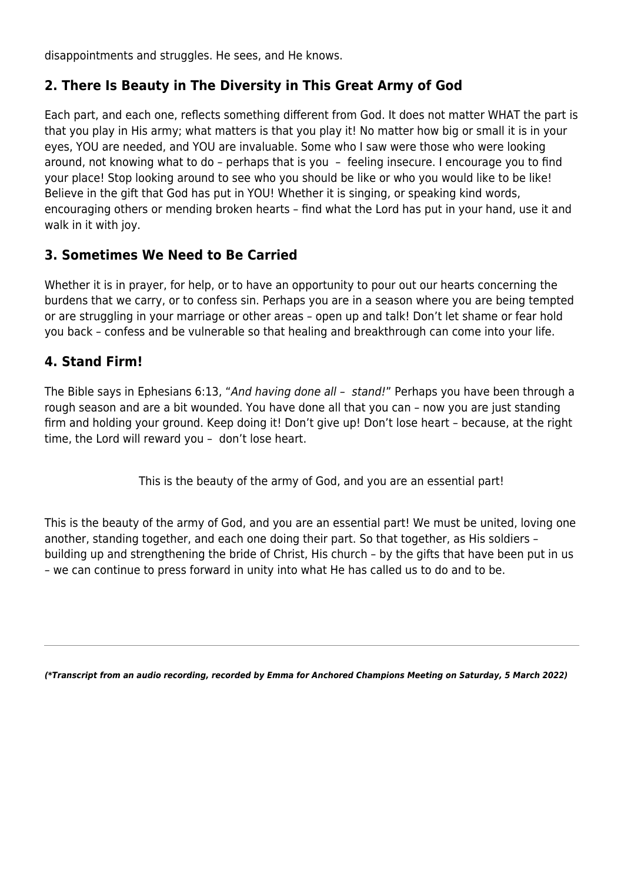disappointments and struggles. He sees, and He knows.

## 2. There Is Beauty in The Diversity in This Great Army of God

Each part, and each one, reflects something different from God. It does not matter WHAT the part is that you play in His army; what matters is that you play it! No matter how big or small it is in your eyes, YOU are needed, and YOU are invaluable. Some who I saw were those who were looking around, not knowing what to do – perhaps that is you – feeling insecure. I encourage you to find your place! Stop looking around to see who you should be like or who you would like to be like! Believe in the gift that God has put in YOU! Whether it is singing, or speaking kind words, encouraging others or mending broken hearts – find what the Lord has put in your hand, use it and walk in it with joy.

## 3. Sometimes We Need to Be Carried

Whether it is in prayer, for help, or to have an opportunity to pour out our hearts concerning the burdens that we carry, or to confess sin. Perhaps you are in a season where you are being tempted or are struggling in your marriage or other areas – open up and talk! Don't let shame or fear hold you back – confess and be vulnerable so that healing and breakthrough can come into your life.

## 4. Stand Firm!

The Bible says in Ephesians 6:13, "*And having done all – stand!*" Perhaps you have been through a rough season and are a bit wounded. You have done all that you can – now you are just standing firm and holding your ground. Keep doing it! Don't give up! Don't lose heart – because, at the right time, the Lord will reward you – don't lose heart.

This is the beauty of the army of God, and you are an essential part!

This is the beauty of the army of God, and you are an essential part! We must be united, loving one another, standing together, and each one doing their part. So that together, as His soldiers – building up and strengthening the bride of Christ, His church – by the gifts that have been put in us – we can continue to press forward in unity into what He has called us to do and to be.

---

***(\*Transcript from an audio recording, recorded by Emma for Anchored Champions Meeting on Saturday, 5 March 2022)***